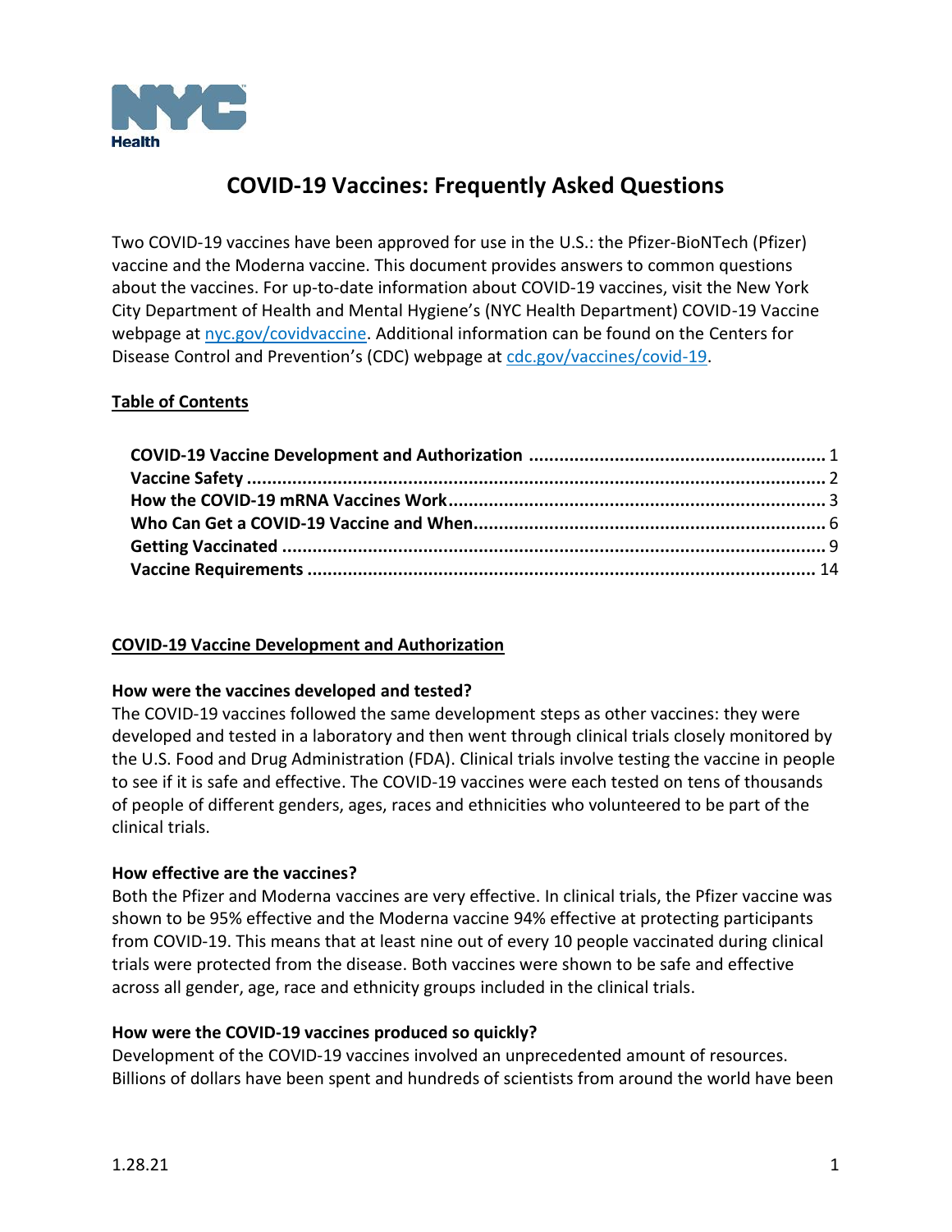# COVID-19 Vaccines: Frequently Asked Questions

Two COVID-19 vaccines have been approved for use in the U.S.: the Pfizer-BioNTech (Pfizer) vaccine and the Moderna vaccine. This document provides answers to common questions about the vaccines. For up-to-date information about COVID-19 vaccines, visit the New York City Department of Health and Mental Hygiene's (NYC Health Department) COVID-19 Vaccine webpage at [nyc.gov/covidvaccine](nyc.gov/covidvaccine). Additional information can be found on the Centers for Disease Control and Prevention's (CDC) webpage at [cdc.gov/vaccines/covid-19](cdc.gov/vaccines/covid-19).

**Table of Contents**

- **COVID-19 Vaccine Development and Authorization** .......... 1
- **Vaccine Safety** .......... 2
- **How the COVID-19 mRNA Vaccines Work** .......... 3
- **Who Can Get a COVID-19 Vaccine and When** .......... 6
- **Getting Vaccinated** .......... 9
- **Vaccine Requirements** .......... 14

## COVID-19 Vaccine Development and Authorization

### How were the vaccines developed and tested?

The COVID-19 vaccines followed the same development steps as other vaccines: they were developed and tested in a laboratory and then went through clinical trials closely monitored by the U.S. Food and Drug Administration (FDA). Clinical trials involve testing the vaccine in people to see if it is safe and effective. The COVID-19 vaccines were each tested on tens of thousands of people of different genders, ages, races and ethnicities who volunteered to be part of the clinical trials.

### How effective are the vaccines?

Both the Pfizer and Moderna vaccines are very effective. In clinical trials, the Pfizer vaccine was shown to be 95% effective and the Moderna vaccine 94% effective at protecting participants from COVID-19. This means that at least nine out of every 10 people vaccinated during clinical trials were protected from the disease. Both vaccines were shown to be safe and effective across all gender, age, race and ethnicity groups included in the clinical trials.

### How were the COVID-19 vaccines produced so quickly?

Development of the COVID-19 vaccines involved an unprecedented amount of resources. Billions of dollars have been spent and hundreds of scientists from around the world have been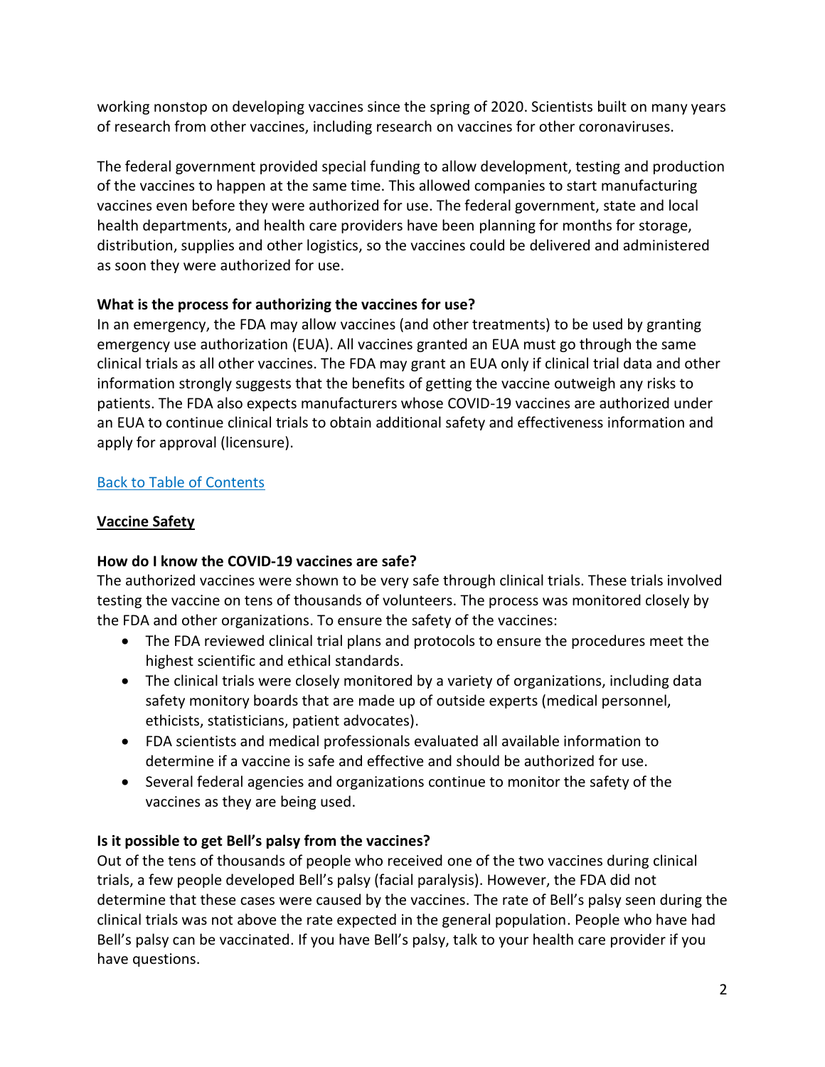working nonstop on developing vaccines since the spring of 2020. Scientists built on many years of research from other vaccines, including research on vaccines for other coronaviruses.

The federal government provided special funding to allow development, testing and production of the vaccines to happen at the same time. This allowed companies to start manufacturing vaccines even before they were authorized for use. The federal government, state and local health departments, and health care providers have been planning for months for storage, distribution, supplies and other logistics, so the vaccines could be delivered and administered as soon they were authorized for use.

**What is the process for authorizing the vaccines for use?**

In an emergency, the FDA may allow vaccines (and other treatments) to be used by granting emergency use authorization (EUA). All vaccines granted an EUA must go through the same clinical trials as all other vaccines. The FDA may grant an EUA only if clinical trial data and other information strongly suggests that the benefits of getting the vaccine outweigh any risks to patients. The FDA also expects manufacturers whose COVID-19 vaccines are authorized under an EUA to continue clinical trials to obtain additional safety and effectiveness information and apply for approval (licensure).

[Back to Table of Contents]

## Vaccine Safety

**How do I know the COVID-19 vaccines are safe?**

The authorized vaccines were shown to be very safe through clinical trials. These trials involved testing the vaccine on tens of thousands of volunteers. The process was monitored closely by the FDA and other organizations. To ensure the safety of the vaccines:

- The FDA reviewed clinical trial plans and protocols to ensure the procedures meet the highest scientific and ethical standards.
- The clinical trials were closely monitored by a variety of organizations, including data safety monitory boards that are made up of outside experts (medical personnel, ethicists, statisticians, patient advocates).
- FDA scientists and medical professionals evaluated all available information to determine if a vaccine is safe and effective and should be authorized for use.
- Several federal agencies and organizations continue to monitor the safety of the vaccines as they are being used.

**Is it possible to get Bell's palsy from the vaccines?**

Out of the tens of thousands of people who received one of the two vaccines during clinical trials, a few people developed Bell's palsy (facial paralysis). However, the FDA did not determine that these cases were caused by the vaccines. The rate of Bell's palsy seen during the clinical trials was not above the rate expected in the general population. People who have had Bell's palsy can be vaccinated. If you have Bell's palsy, talk to your health care provider if you have questions.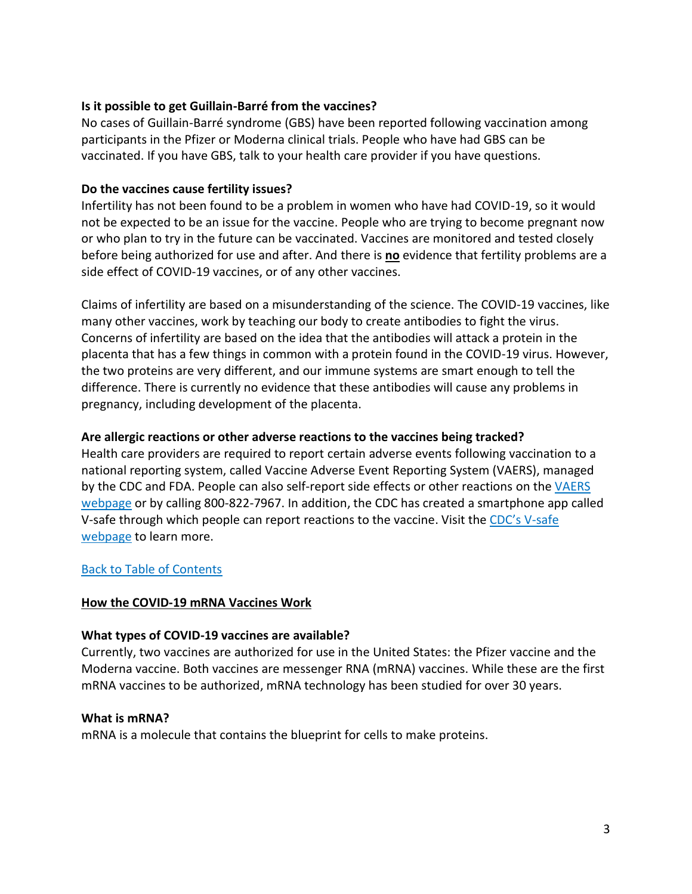**Is it possible to get Guillain-Barré from the vaccines?**

No cases of Guillain-Barré syndrome (GBS) have been reported following vaccination among participants in the Pfizer or Moderna clinical trials. People who have had GBS can be vaccinated. If you have GBS, talk to your health care provider if you have questions.

**Do the vaccines cause fertility issues?**

Infertility has not been found to be a problem in women who have had COVID-19, so it would not be expected to be an issue for the vaccine. People who are trying to become pregnant now or who plan to try in the future can be vaccinated. Vaccines are monitored and tested closely before being authorized for use and after. And there is **no** evidence that fertility problems are a side effect of COVID-19 vaccines, or of any other vaccines.

Claims of infertility are based on a misunderstanding of the science. The COVID-19 vaccines, like many other vaccines, work by teaching our body to create antibodies to fight the virus. Concerns of infertility are based on the idea that the antibodies will attack a protein in the placenta that has a few things in common with a protein found in the COVID-19 virus. However, the two proteins are very different, and our immune systems are smart enough to tell the difference. There is currently no evidence that these antibodies will cause any problems in pregnancy, including development of the placenta.

**Are allergic reactions or other adverse reactions to the vaccines being tracked?**

Health care providers are required to report certain adverse events following vaccination to a national reporting system, called Vaccine Adverse Event Reporting System (VAERS), managed by the CDC and FDA. People can also self-report side effects or other reactions on the [VAERS webpage]() or by calling 800-822-7967. In addition, the CDC has created a smartphone app called V-safe through which people can report reactions to the vaccine. Visit the [CDC's V-safe webpage]() to learn more.

[Back to Table of Contents]()

## How the COVID-19 mRNA Vaccines Work

**What types of COVID-19 vaccines are available?**

Currently, two vaccines are authorized for use in the United States: the Pfizer vaccine and the Moderna vaccine. Both vaccines are messenger RNA (mRNA) vaccines. While these are the first mRNA vaccines to be authorized, mRNA technology has been studied for over 30 years.

**What is mRNA?**

mRNA is a molecule that contains the blueprint for cells to make proteins.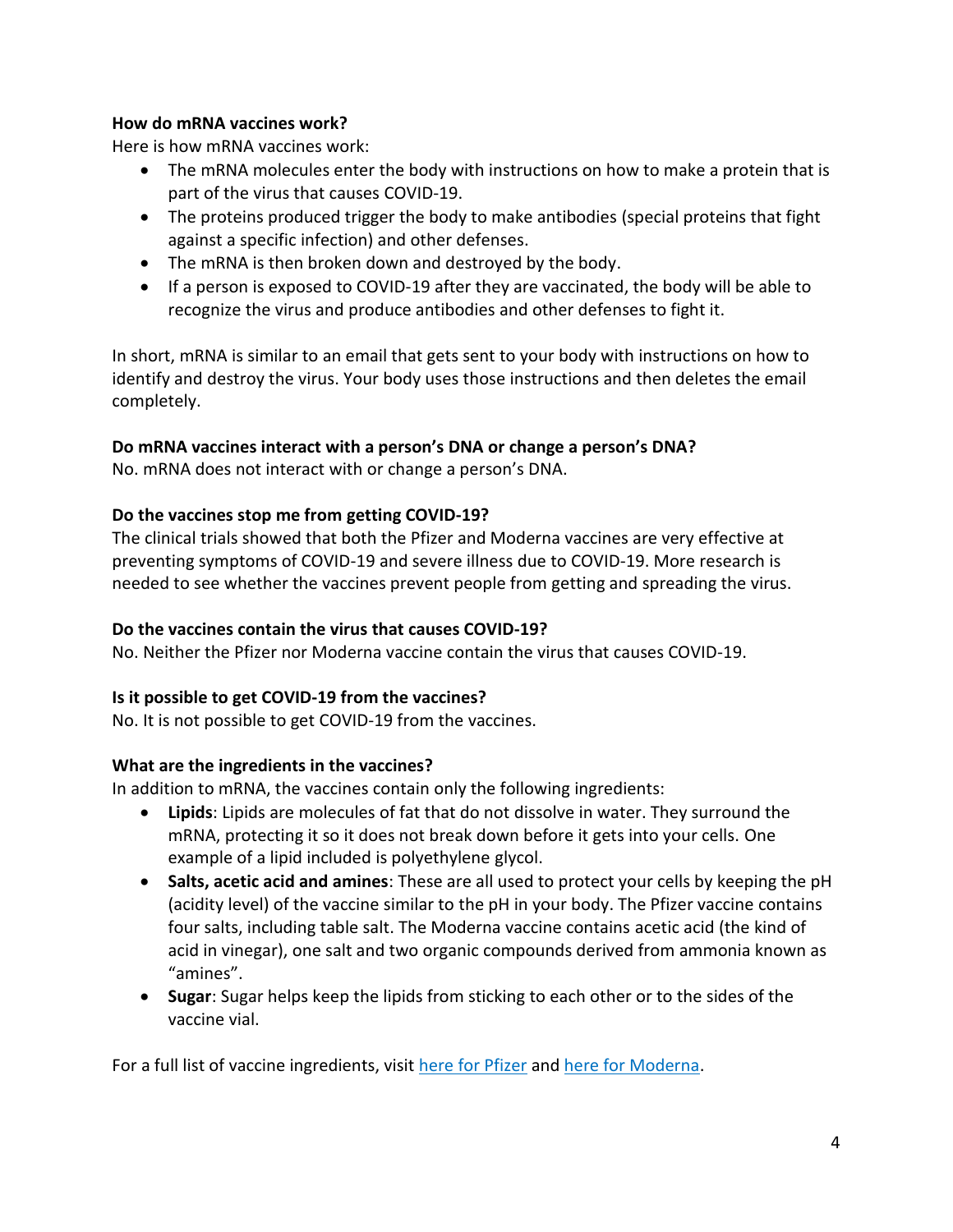### How do mRNA vaccines work?

Here is how mRNA vaccines work:

- The mRNA molecules enter the body with instructions on how to make a protein that is part of the virus that causes COVID-19.
- The proteins produced trigger the body to make antibodies (special proteins that fight against a specific infection) and other defenses.
- The mRNA is then broken down and destroyed by the body.
- If a person is exposed to COVID-19 after they are vaccinated, the body will be able to recognize the virus and produce antibodies and other defenses to fight it.

In short, mRNA is similar to an email that gets sent to your body with instructions on how to identify and destroy the virus. Your body uses those instructions and then deletes the email completely.

### Do mRNA vaccines interact with a person's DNA or change a person's DNA?

No. mRNA does not interact with or change a person's DNA.

### Do the vaccines stop me from getting COVID-19?

The clinical trials showed that both the Pfizer and Moderna vaccines are very effective at preventing symptoms of COVID-19 and severe illness due to COVID-19. More research is needed to see whether the vaccines prevent people from getting and spreading the virus.

### Do the vaccines contain the virus that causes COVID-19?

No. Neither the Pfizer nor Moderna vaccine contain the virus that causes COVID-19.

### Is it possible to get COVID-19 from the vaccines?

No. It is not possible to get COVID-19 from the vaccines.

### What are the ingredients in the vaccines?

In addition to mRNA, the vaccines contain only the following ingredients:

- **Lipids**: Lipids are molecules of fat that do not dissolve in water. They surround the mRNA, protecting it so it does not break down before it gets into your cells. One example of a lipid included is polyethylene glycol.
- **Salts, acetic acid and amines**: These are all used to protect your cells by keeping the pH (acidity level) of the vaccine similar to the pH in your body. The Pfizer vaccine contains four salts, including table salt. The Moderna vaccine contains acetic acid (the kind of acid in vinegar), one salt and two organic compounds derived from ammonia known as "amines".
- **Sugar**: Sugar helps keep the lipids from sticking to each other or to the sides of the vaccine vial.

For a full list of vaccine ingredients, visit here for Pfizer and here for Moderna.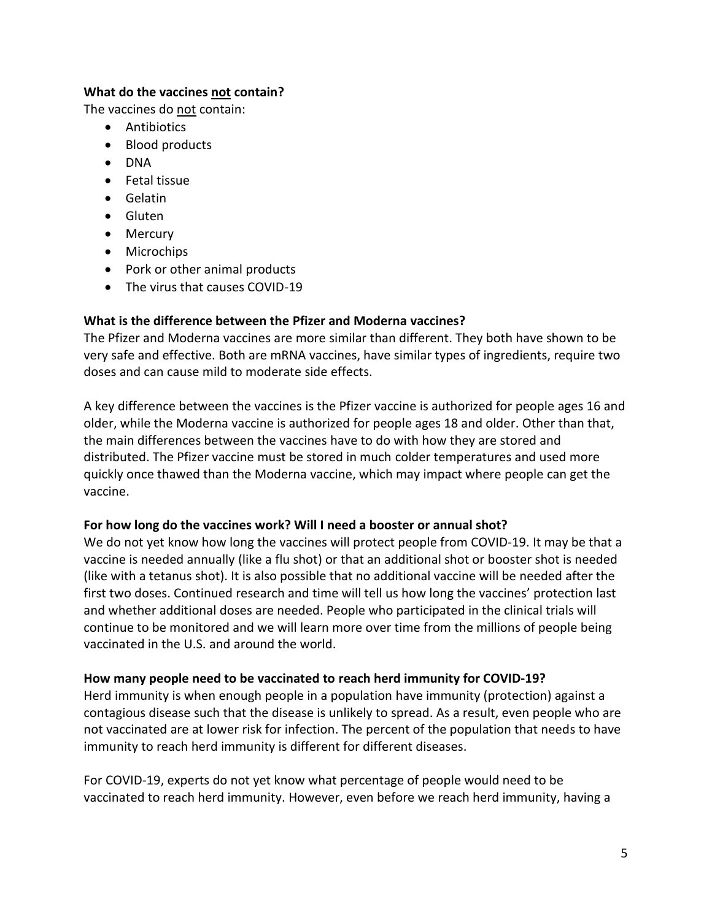**What do the vaccines <u>not</u> contain?**

The vaccines do <u>not</u> contain:

- Antibiotics
- Blood products
- DNA
- Fetal tissue
- Gelatin
- Gluten
- Mercury
- Microchips
- Pork or other animal products
- The virus that causes COVID-19

**What is the difference between the Pfizer and Moderna vaccines?**

The Pfizer and Moderna vaccines are more similar than different. They both have shown to be very safe and effective. Both are mRNA vaccines, have similar types of ingredients, require two doses and can cause mild to moderate side effects.

A key difference between the vaccines is the Pfizer vaccine is authorized for people ages 16 and older, while the Moderna vaccine is authorized for people ages 18 and older. Other than that, the main differences between the vaccines have to do with how they are stored and distributed. The Pfizer vaccine must be stored in much colder temperatures and used more quickly once thawed than the Moderna vaccine, which may impact where people can get the vaccine.

**For how long do the vaccines work? Will I need a booster or annual shot?**

We do not yet know how long the vaccines will protect people from COVID-19. It may be that a vaccine is needed annually (like a flu shot) or that an additional shot or booster shot is needed (like with a tetanus shot). It is also possible that no additional vaccine will be needed after the first two doses. Continued research and time will tell us how long the vaccines' protection last and whether additional doses are needed. People who participated in the clinical trials will continue to be monitored and we will learn more over time from the millions of people being vaccinated in the U.S. and around the world.

**How many people need to be vaccinated to reach herd immunity for COVID-19?**

Herd immunity is when enough people in a population have immunity (protection) against a contagious disease such that the disease is unlikely to spread. As a result, even people who are not vaccinated are at lower risk for infection. The percent of the population that needs to have immunity to reach herd immunity is different for different diseases.

For COVID-19, experts do not yet know what percentage of people would need to be vaccinated to reach herd immunity. However, even before we reach herd immunity, having a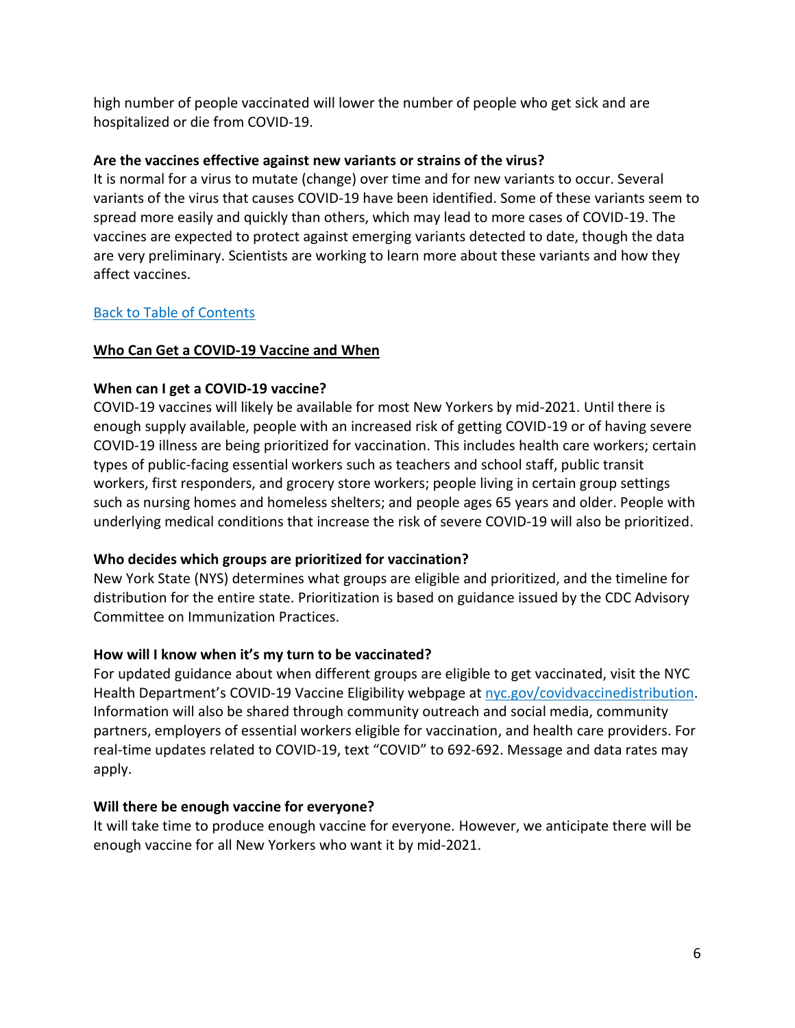high number of people vaccinated will lower the number of people who get sick and are hospitalized or die from COVID-19.

**Are the vaccines effective against new variants or strains of the virus?**

It is normal for a virus to mutate (change) over time and for new variants to occur. Several variants of the virus that causes COVID-19 have been identified. Some of these variants seem to spread more easily and quickly than others, which may lead to more cases of COVID-19. The vaccines are expected to protect against emerging variants detected to date, though the data are very preliminary. Scientists are working to learn more about these variants and how they affect vaccines.

[Back to Table of Contents]

## Who Can Get a COVID-19 Vaccine and When

**When can I get a COVID-19 vaccine?**

COVID-19 vaccines will likely be available for most New Yorkers by mid-2021. Until there is enough supply available, people with an increased risk of getting COVID-19 or of having severe COVID-19 illness are being prioritized for vaccination. This includes health care workers; certain types of public-facing essential workers such as teachers and school staff, public transit workers, first responders, and grocery store workers; people living in certain group settings such as nursing homes and homeless shelters; and people ages 65 years and older. People with underlying medical conditions that increase the risk of severe COVID-19 will also be prioritized.

**Who decides which groups are prioritized for vaccination?**

New York State (NYS) determines what groups are eligible and prioritized, and the timeline for distribution for the entire state. Prioritization is based on guidance issued by the CDC Advisory Committee on Immunization Practices.

**How will I know when it's my turn to be vaccinated?**

For updated guidance about when different groups are eligible to get vaccinated, visit the NYC Health Department's COVID-19 Vaccine Eligibility webpage at nyc.gov/covidvaccinedistribution. Information will also be shared through community outreach and social media, community partners, employers of essential workers eligible for vaccination, and health care providers. For real-time updates related to COVID-19, text "COVID" to 692-692. Message and data rates may apply.

**Will there be enough vaccine for everyone?**

It will take time to produce enough vaccine for everyone. However, we anticipate there will be enough vaccine for all New Yorkers who want it by mid-2021.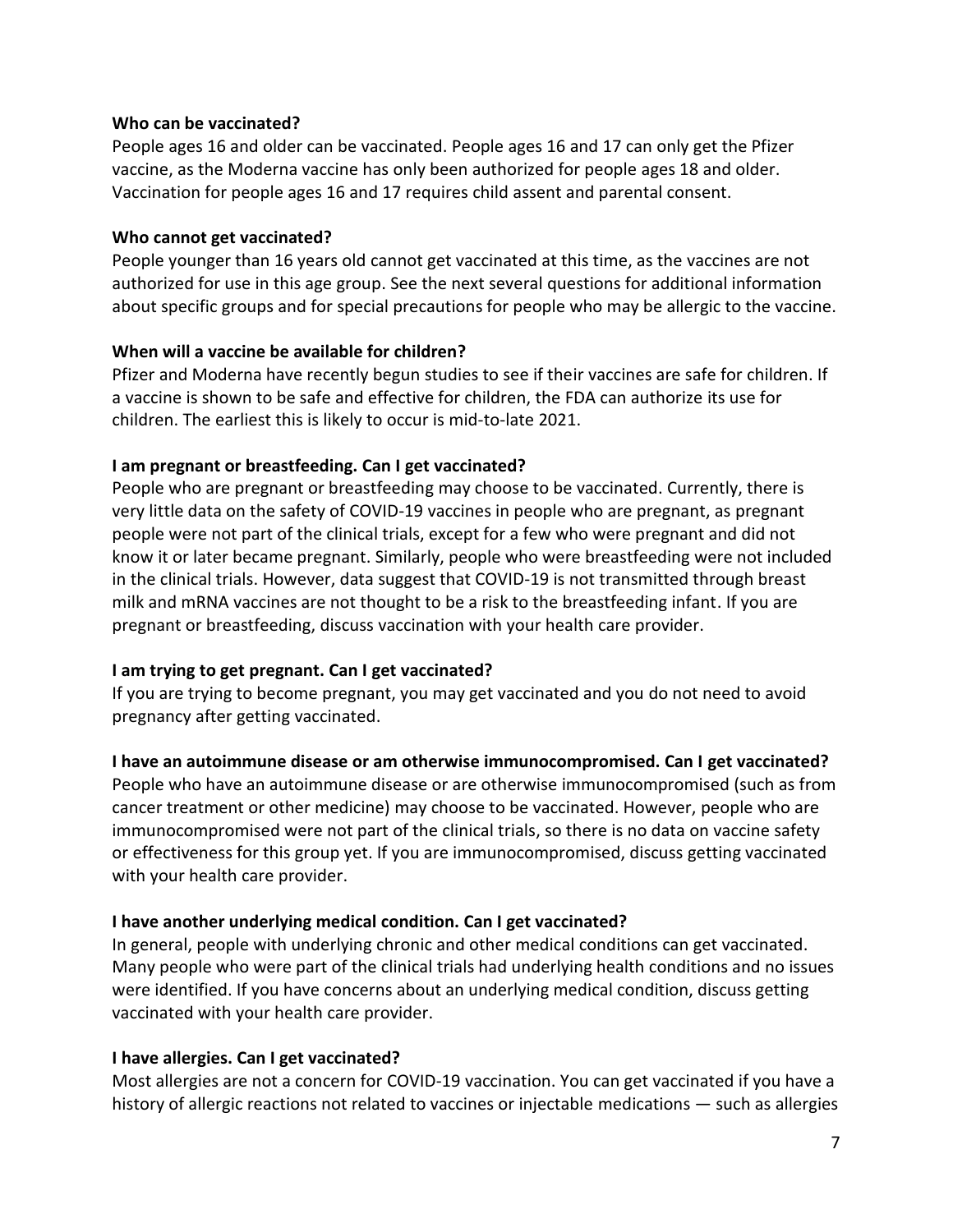**Who can be vaccinated?**

People ages 16 and older can be vaccinated. People ages 16 and 17 can only get the Pfizer vaccine, as the Moderna vaccine has only been authorized for people ages 18 and older. Vaccination for people ages 16 and 17 requires child assent and parental consent.

**Who cannot get vaccinated?**

People younger than 16 years old cannot get vaccinated at this time, as the vaccines are not authorized for use in this age group. See the next several questions for additional information about specific groups and for special precautions for people who may be allergic to the vaccine.

**When will a vaccine be available for children?**

Pfizer and Moderna have recently begun studies to see if their vaccines are safe for children. If a vaccine is shown to be safe and effective for children, the FDA can authorize its use for children. The earliest this is likely to occur is mid-to-late 2021.

**I am pregnant or breastfeeding. Can I get vaccinated?**

People who are pregnant or breastfeeding may choose to be vaccinated. Currently, there is very little data on the safety of COVID-19 vaccines in people who are pregnant, as pregnant people were not part of the clinical trials, except for a few who were pregnant and did not know it or later became pregnant. Similarly, people who were breastfeeding were not included in the clinical trials. However, data suggest that COVID-19 is not transmitted through breast milk and mRNA vaccines are not thought to be a risk to the breastfeeding infant. If you are pregnant or breastfeeding, discuss vaccination with your health care provider.

**I am trying to get pregnant. Can I get vaccinated?**

If you are trying to become pregnant, you may get vaccinated and you do not need to avoid pregnancy after getting vaccinated.

**I have an autoimmune disease or am otherwise immunocompromised. Can I get vaccinated?**

People who have an autoimmune disease or are otherwise immunocompromised (such as from cancer treatment or other medicine) may choose to be vaccinated. However, people who are immunocompromised were not part of the clinical trials, so there is no data on vaccine safety or effectiveness for this group yet. If you are immunocompromised, discuss getting vaccinated with your health care provider.

**I have another underlying medical condition. Can I get vaccinated?**

In general, people with underlying chronic and other medical conditions can get vaccinated. Many people who were part of the clinical trials had underlying health conditions and no issues were identified. If you have concerns about an underlying medical condition, discuss getting vaccinated with your health care provider.

**I have allergies. Can I get vaccinated?**

Most allergies are not a concern for COVID-19 vaccination. You can get vaccinated if you have a history of allergic reactions not related to vaccines or injectable medications — such as allergies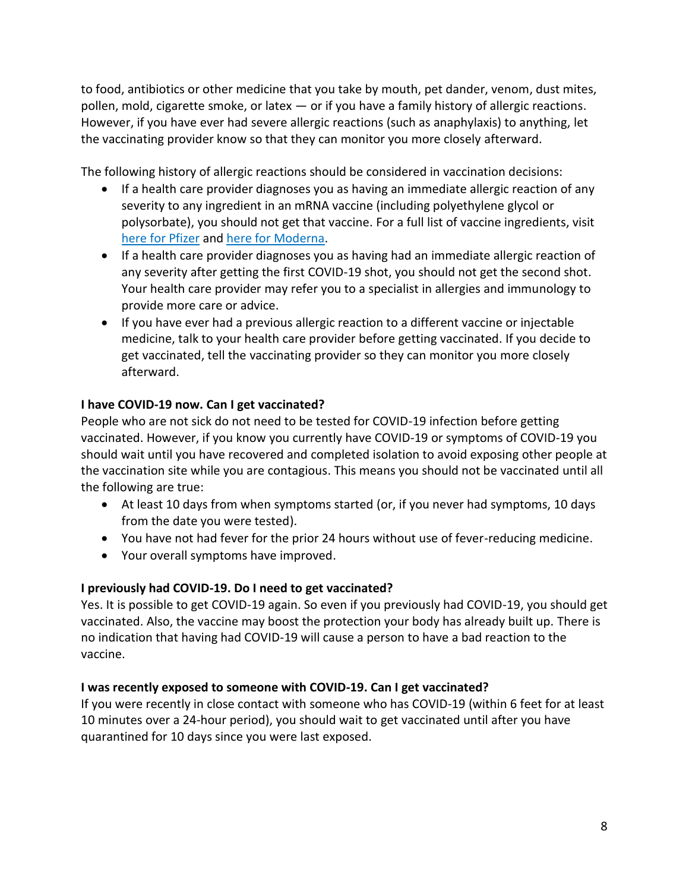to food, antibiotics or other medicine that you take by mouth, pet dander, venom, dust mites, pollen, mold, cigarette smoke, or latex — or if you have a family history of allergic reactions. However, if you have ever had severe allergic reactions (such as anaphylaxis) to anything, let the vaccinating provider know so that they can monitor you more closely afterward.

The following history of allergic reactions should be considered in vaccination decisions:

- If a health care provider diagnoses you as having an immediate allergic reaction of any severity to any ingredient in an mRNA vaccine (including polyethylene glycol or polysorbate), you should not get that vaccine. For a full list of vaccine ingredients, visit here for Pfizer and here for Moderna.
- If a health care provider diagnoses you as having had an immediate allergic reaction of any severity after getting the first COVID-19 shot, you should not get the second shot. Your health care provider may refer you to a specialist in allergies and immunology to provide more care or advice.
- If you have ever had a previous allergic reaction to a different vaccine or injectable medicine, talk to your health care provider before getting vaccinated. If you decide to get vaccinated, tell the vaccinating provider so they can monitor you more closely afterward.

**I have COVID-19 now. Can I get vaccinated?**

People who are not sick do not need to be tested for COVID-19 infection before getting vaccinated. However, if you know you currently have COVID-19 or symptoms of COVID-19 you should wait until you have recovered and completed isolation to avoid exposing other people at the vaccination site while you are contagious. This means you should not be vaccinated until all the following are true:

- At least 10 days from when symptoms started (or, if you never had symptoms, 10 days from the date you were tested).
- You have not had fever for the prior 24 hours without use of fever-reducing medicine.
- Your overall symptoms have improved.

**I previously had COVID-19. Do I need to get vaccinated?**

Yes. It is possible to get COVID-19 again. So even if you previously had COVID-19, you should get vaccinated. Also, the vaccine may boost the protection your body has already built up. There is no indication that having had COVID-19 will cause a person to have a bad reaction to the vaccine.

**I was recently exposed to someone with COVID-19. Can I get vaccinated?**

If you were recently in close contact with someone who has COVID-19 (within 6 feet for at least 10 minutes over a 24-hour period), you should wait to get vaccinated until after you have quarantined for 10 days since you were last exposed.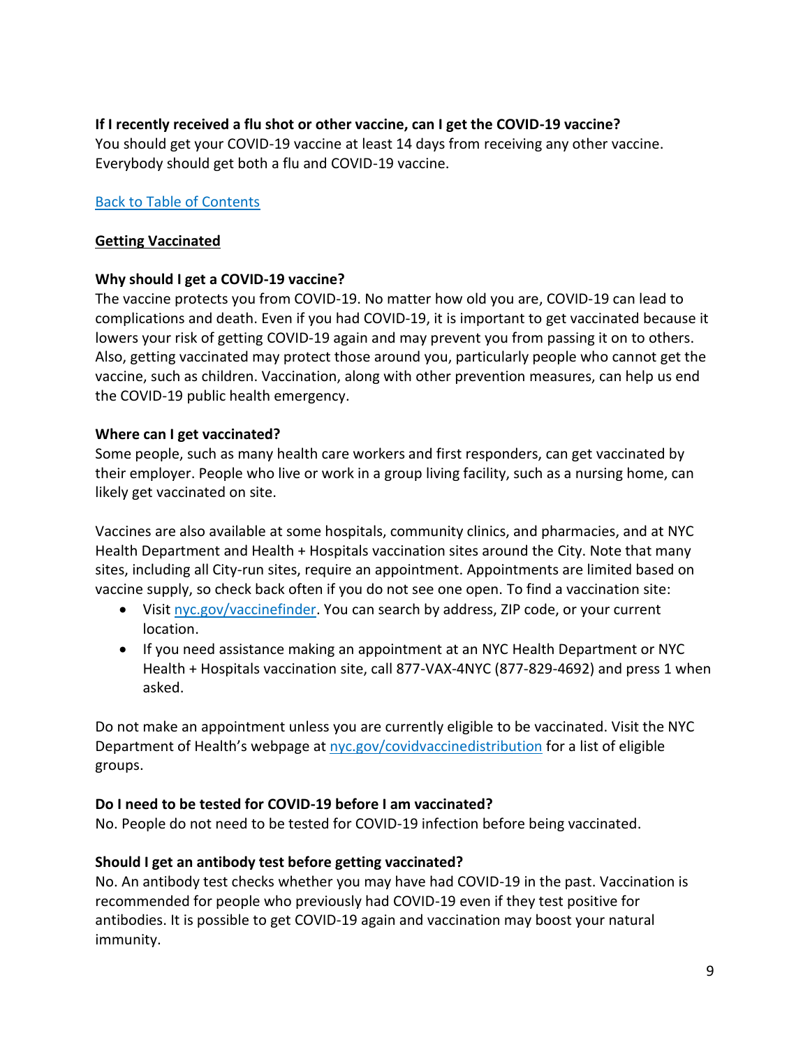**If I recently received a flu shot or other vaccine, can I get the COVID-19 vaccine?**
You should get your COVID-19 vaccine at least 14 days from receiving any other vaccine. Everybody should get both a flu and COVID-19 vaccine.

[Back to Table of Contents]

## Getting Vaccinated

**Why should I get a COVID-19 vaccine?**
The vaccine protects you from COVID-19. No matter how old you are, COVID-19 can lead to complications and death. Even if you had COVID-19, it is important to get vaccinated because it lowers your risk of getting COVID-19 again and may prevent you from passing it on to others. Also, getting vaccinated may protect those around you, particularly people who cannot get the vaccine, such as children. Vaccination, along with other prevention measures, can help us end the COVID-19 public health emergency.

**Where can I get vaccinated?**
Some people, such as many health care workers and first responders, can get vaccinated by their employer. People who live or work in a group living facility, such as a nursing home, can likely get vaccinated on site.

Vaccines are also available at some hospitals, community clinics, and pharmacies, and at NYC Health Department and Health + Hospitals vaccination sites around the City. Note that many sites, including all City-run sites, require an appointment. Appointments are limited based on vaccine supply, so check back often if you do not see one open. To find a vaccination site:

- Visit nyc.gov/vaccinefinder. You can search by address, ZIP code, or your current location.
- If you need assistance making an appointment at an NYC Health Department or NYC Health + Hospitals vaccination site, call 877-VAX-4NYC (877-829-4692) and press 1 when asked.

Do not make an appointment unless you are currently eligible to be vaccinated. Visit the NYC Department of Health's webpage at nyc.gov/covidvaccinedistribution for a list of eligible groups.

**Do I need to be tested for COVID-19 before I am vaccinated?**
No. People do not need to be tested for COVID-19 infection before being vaccinated.

**Should I get an antibody test before getting vaccinated?**
No. An antibody test checks whether you may have had COVID-19 in the past. Vaccination is recommended for people who previously had COVID-19 even if they test positive for antibodies. It is possible to get COVID-19 again and vaccination may boost your natural immunity.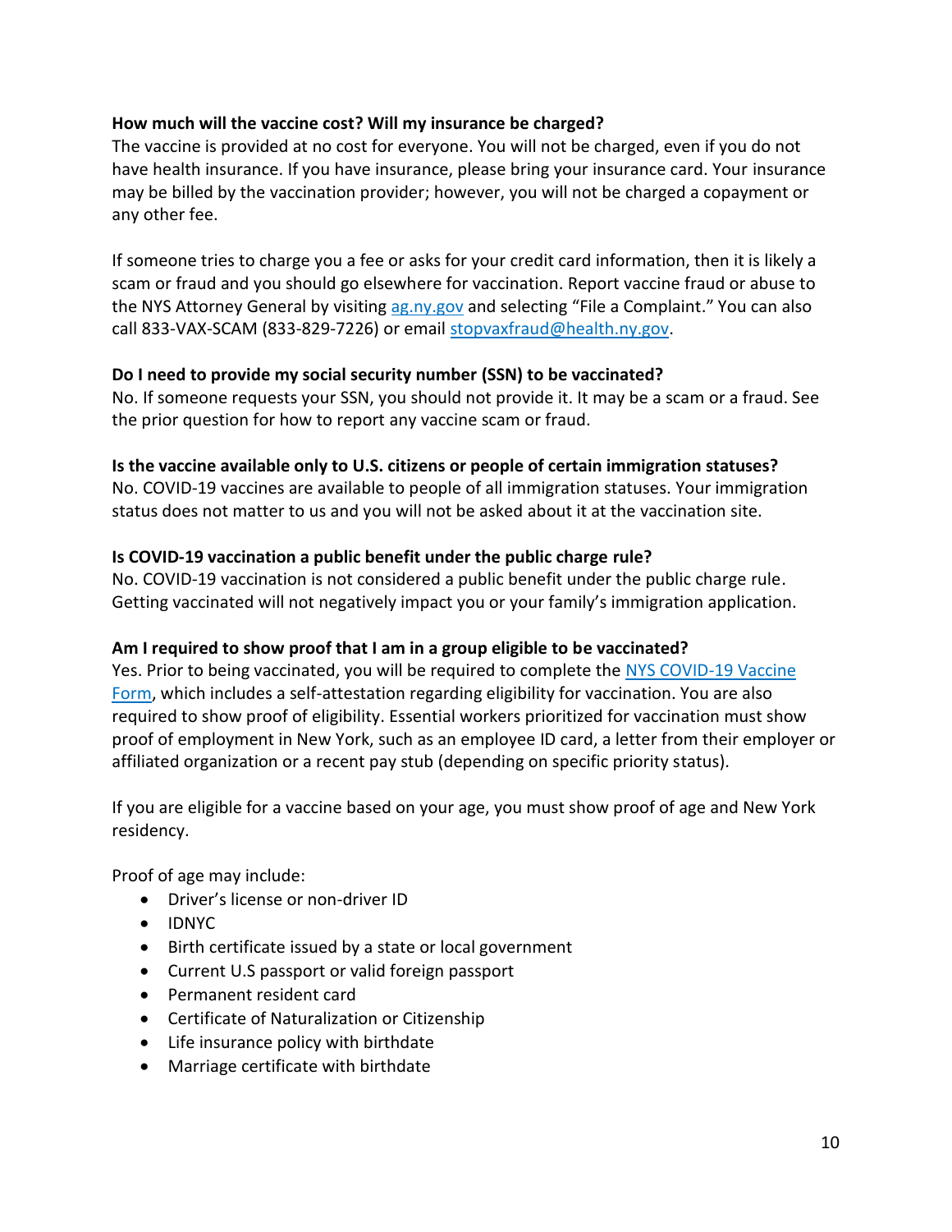**How much will the vaccine cost? Will my insurance be charged?**
The vaccine is provided at no cost for everyone. You will not be charged, even if you do not have health insurance. If you have insurance, please bring your insurance card. Your insurance may be billed by the vaccination provider; however, you will not be charged a copayment or any other fee.

If someone tries to charge you a fee or asks for your credit card information, then it is likely a scam or fraud and you should go elsewhere for vaccination. Report vaccine fraud or abuse to the NYS Attorney General by visiting [ag.ny.gov](ag.ny.gov) and selecting "File a Complaint." You can also call 833-VAX-SCAM (833-829-7226) or email [stopvaxfraud@health.ny.gov](mailto:stopvaxfraud@health.ny.gov).

**Do I need to provide my social security number (SSN) to be vaccinated?**
No. If someone requests your SSN, you should not provide it. It may be a scam or a fraud. See the prior question for how to report any vaccine scam or fraud.

**Is the vaccine available only to U.S. citizens or people of certain immigration statuses?**
No. COVID-19 vaccines are available to people of all immigration statuses. Your immigration status does not matter to us and you will not be asked about it at the vaccination site.

**Is COVID-19 vaccination a public benefit under the public charge rule?**
No. COVID-19 vaccination is not considered a public benefit under the public charge rule. Getting vaccinated will not negatively impact you or your family's immigration application.

**Am I required to show proof that I am in a group eligible to be vaccinated?**
Yes. Prior to being vaccinated, you will be required to complete the NYS COVID-19 Vaccine Form, which includes a self-attestation regarding eligibility for vaccination. You are also required to show proof of eligibility. Essential workers prioritized for vaccination must show proof of employment in New York, such as an employee ID card, a letter from their employer or affiliated organization or a recent pay stub (depending on specific priority status).

If you are eligible for a vaccine based on your age, you must show proof of age and New York residency.

Proof of age may include:

- Driver's license or non-driver ID
- IDNYC
- Birth certificate issued by a state or local government
- Current U.S passport or valid foreign passport
- Permanent resident card
- Certificate of Naturalization or Citizenship
- Life insurance policy with birthdate
- Marriage certificate with birthdate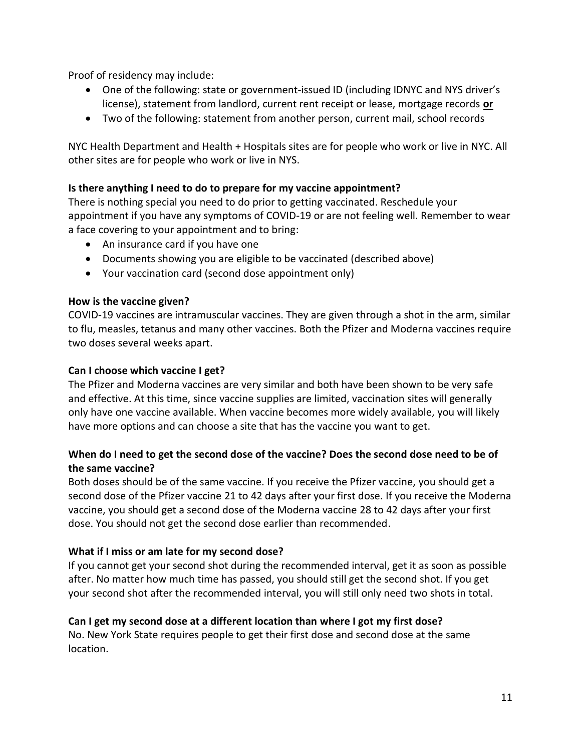Proof of residency may include:

- One of the following: state or government-issued ID (including IDNYC and NYS driver's license), statement from landlord, current rent receipt or lease, mortgage records **or**
- Two of the following: statement from another person, current mail, school records

NYC Health Department and Health + Hospitals sites are for people who work or live in NYC. All other sites are for people who work or live in NYS.

**Is there anything I need to do to prepare for my vaccine appointment?**

There is nothing special you need to do prior to getting vaccinated. Reschedule your appointment if you have any symptoms of COVID-19 or are not feeling well. Remember to wear a face covering to your appointment and to bring:

- An insurance card if you have one
- Documents showing you are eligible to be vaccinated (described above)
- Your vaccination card (second dose appointment only)

**How is the vaccine given?**

COVID-19 vaccines are intramuscular vaccines. They are given through a shot in the arm, similar to flu, measles, tetanus and many other vaccines. Both the Pfizer and Moderna vaccines require two doses several weeks apart.

**Can I choose which vaccine I get?**

The Pfizer and Moderna vaccines are very similar and both have been shown to be very safe and effective. At this time, since vaccine supplies are limited, vaccination sites will generally only have one vaccine available. When vaccine becomes more widely available, you will likely have more options and can choose a site that has the vaccine you want to get.

**When do I need to get the second dose of the vaccine? Does the second dose need to be of the same vaccine?**

Both doses should be of the same vaccine. If you receive the Pfizer vaccine, you should get a second dose of the Pfizer vaccine 21 to 42 days after your first dose. If you receive the Moderna vaccine, you should get a second dose of the Moderna vaccine 28 to 42 days after your first dose. You should not get the second dose earlier than recommended.

**What if I miss or am late for my second dose?**

If you cannot get your second shot during the recommended interval, get it as soon as possible after. No matter how much time has passed, you should still get the second shot. If you get your second shot after the recommended interval, you will still only need two shots in total.

**Can I get my second dose at a different location than where I got my first dose?**

No. New York State requires people to get their first dose and second dose at the same location.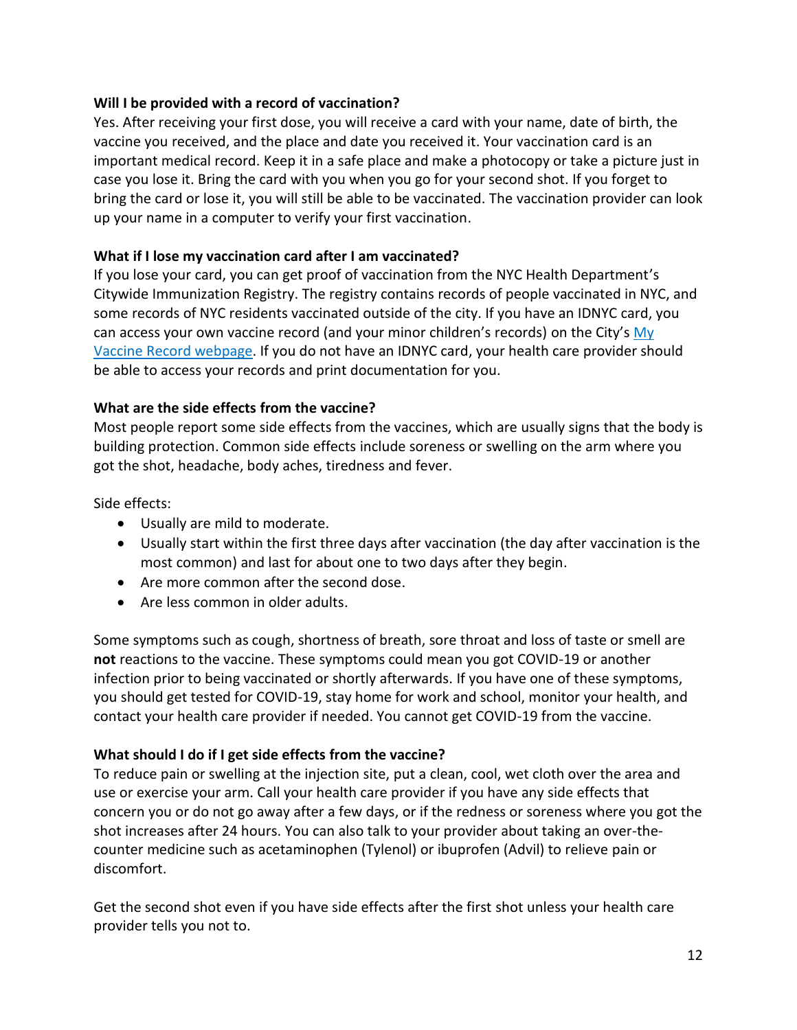**Will I be provided with a record of vaccination?**

Yes. After receiving your first dose, you will receive a card with your name, date of birth, the vaccine you received, and the place and date you received it. Your vaccination card is an important medical record. Keep it in a safe place and make a photocopy or take a picture just in case you lose it. Bring the card with you when you go for your second shot. If you forget to bring the card or lose it, you will still be able to be vaccinated. The vaccination provider can look up your name in a computer to verify your first vaccination.

**What if I lose my vaccination card after I am vaccinated?**

If you lose your card, you can get proof of vaccination from the NYC Health Department's Citywide Immunization Registry. The registry contains records of people vaccinated in NYC, and some records of NYC residents vaccinated outside of the city. If you have an IDNYC card, you can access your own vaccine record (and your minor children's records) on the City's My Vaccine Record webpage. If you do not have an IDNYC card, your health care provider should be able to access your records and print documentation for you.

**What are the side effects from the vaccine?**

Most people report some side effects from the vaccines, which are usually signs that the body is building protection. Common side effects include soreness or swelling on the arm where you got the shot, headache, body aches, tiredness and fever.

Side effects:

- Usually are mild to moderate.
- Usually start within the first three days after vaccination (the day after vaccination is the most common) and last for about one to two days after they begin.
- Are more common after the second dose.
- Are less common in older adults.

Some symptoms such as cough, shortness of breath, sore throat and loss of taste or smell are **not** reactions to the vaccine. These symptoms could mean you got COVID-19 or another infection prior to being vaccinated or shortly afterwards. If you have one of these symptoms, you should get tested for COVID-19, stay home for work and school, monitor your health, and contact your health care provider if needed. You cannot get COVID-19 from the vaccine.

**What should I do if I get side effects from the vaccine?**

To reduce pain or swelling at the injection site, put a clean, cool, wet cloth over the area and use or exercise your arm. Call your health care provider if you have any side effects that concern you or do not go away after a few days, or if the redness or soreness where you got the shot increases after 24 hours. You can also talk to your provider about taking an over-the-counter medicine such as acetaminophen (Tylenol) or ibuprofen (Advil) to relieve pain or discomfort.

Get the second shot even if you have side effects after the first shot unless your health care provider tells you not to.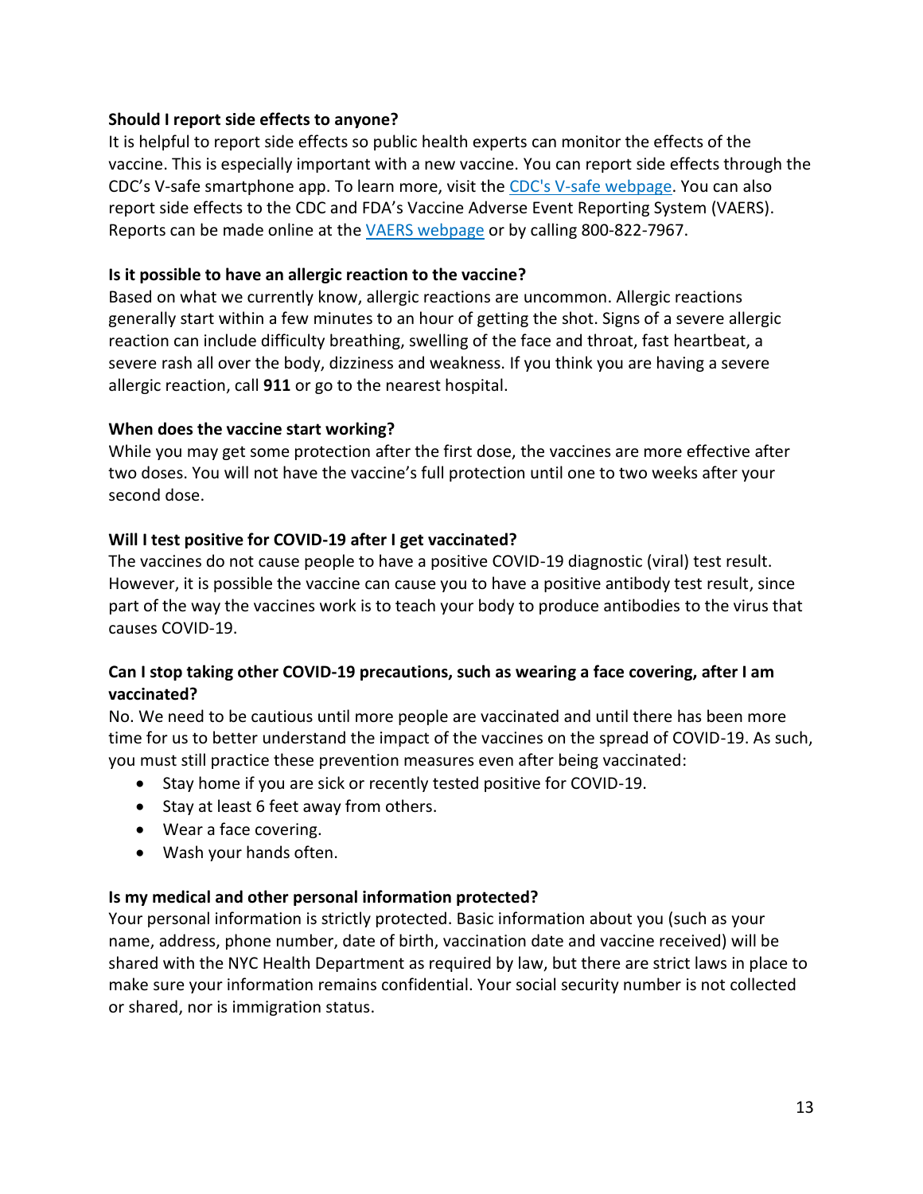**Should I report side effects to anyone?**

It is helpful to report side effects so public health experts can monitor the effects of the vaccine. This is especially important with a new vaccine. You can report side effects through the CDC's V-safe smartphone app. To learn more, visit the [CDC's V-safe webpage](). You can also report side effects to the CDC and FDA's Vaccine Adverse Event Reporting System (VAERS). Reports can be made online at the [VAERS webpage]() or by calling 800-822-7967.

**Is it possible to have an allergic reaction to the vaccine?**

Based on what we currently know, allergic reactions are uncommon. Allergic reactions generally start within a few minutes to an hour of getting the shot. Signs of a severe allergic reaction can include difficulty breathing, swelling of the face and throat, fast heartbeat, a severe rash all over the body, dizziness and weakness. If you think you are having a severe allergic reaction, call **911** or go to the nearest hospital.

**When does the vaccine start working?**

While you may get some protection after the first dose, the vaccines are more effective after two doses. You will not have the vaccine's full protection until one to two weeks after your second dose.

**Will I test positive for COVID-19 after I get vaccinated?**

The vaccines do not cause people to have a positive COVID-19 diagnostic (viral) test result. However, it is possible the vaccine can cause you to have a positive antibody test result, since part of the way the vaccines work is to teach your body to produce antibodies to the virus that causes COVID-19.

**Can I stop taking other COVID-19 precautions, such as wearing a face covering, after I am vaccinated?**

No. We need to be cautious until more people are vaccinated and until there has been more time for us to better understand the impact of the vaccines on the spread of COVID-19. As such, you must still practice these prevention measures even after being vaccinated:

- Stay home if you are sick or recently tested positive for COVID-19.
- Stay at least 6 feet away from others.
- Wear a face covering.
- Wash your hands often.

**Is my medical and other personal information protected?**

Your personal information is strictly protected. Basic information about you (such as your name, address, phone number, date of birth, vaccination date and vaccine received) will be shared with the NYC Health Department as required by law, but there are strict laws in place to make sure your information remains confidential. Your social security number is not collected or shared, nor is immigration status.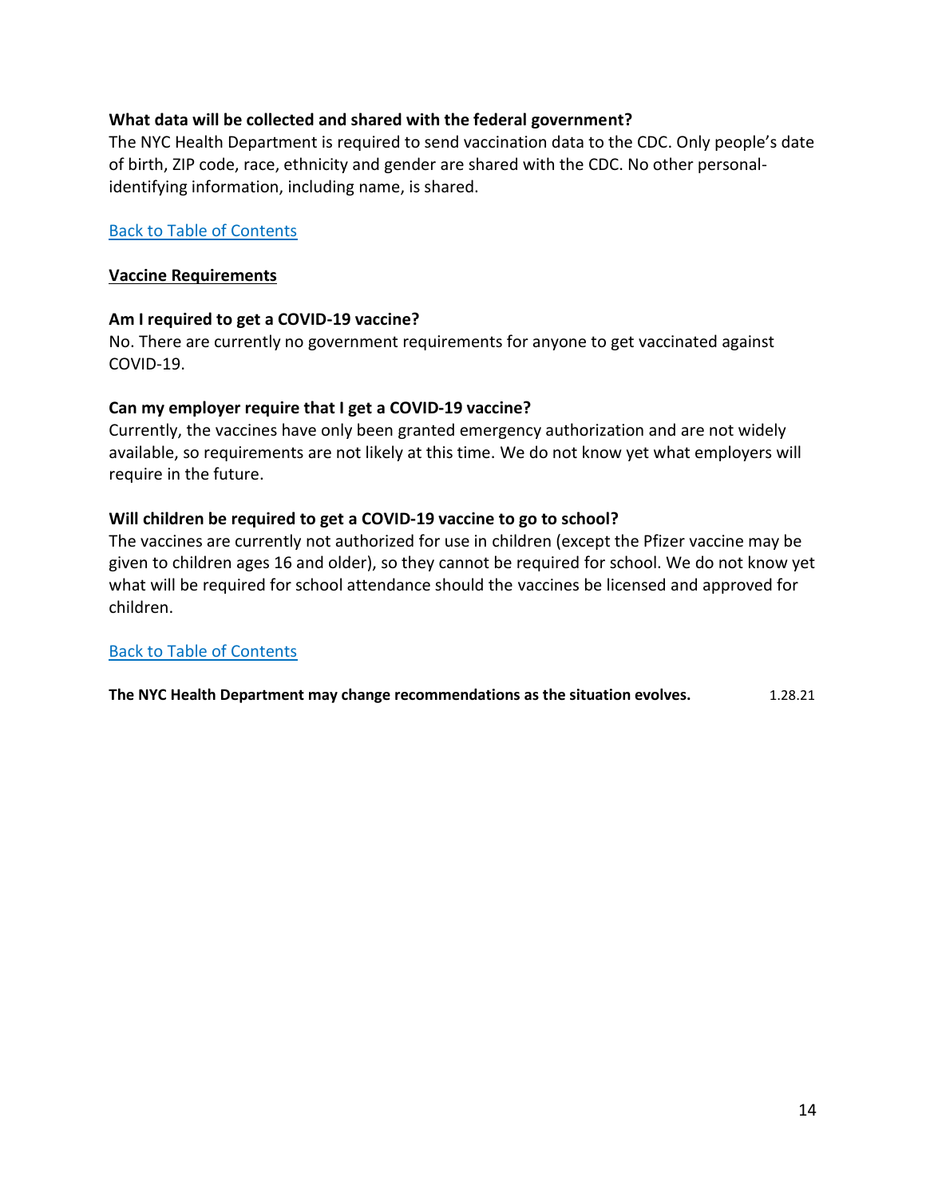**What data will be collected and shared with the federal government?**
The NYC Health Department is required to send vaccination data to the CDC. Only people's date of birth, ZIP code, race, ethnicity and gender are shared with the CDC. No other personal-identifying information, including name, is shared.

Back to Table of Contents

## Vaccine Requirements

**Am I required to get a COVID-19 vaccine?**
No. There are currently no government requirements for anyone to get vaccinated against COVID-19.

**Can my employer require that I get a COVID-19 vaccine?**
Currently, the vaccines have only been granted emergency authorization and are not widely available, so requirements are not likely at this time. We do not know yet what employers will require in the future.

**Will children be required to get a COVID-19 vaccine to go to school?**
The vaccines are currently not authorized for use in children (except the Pfizer vaccine may be given to children ages 16 and older), so they cannot be required for school. We do not know yet what will be required for school attendance should the vaccines be licensed and approved for children.

Back to Table of Contents

**The NYC Health Department may change recommendations as the situation evolves.** 1.28.21